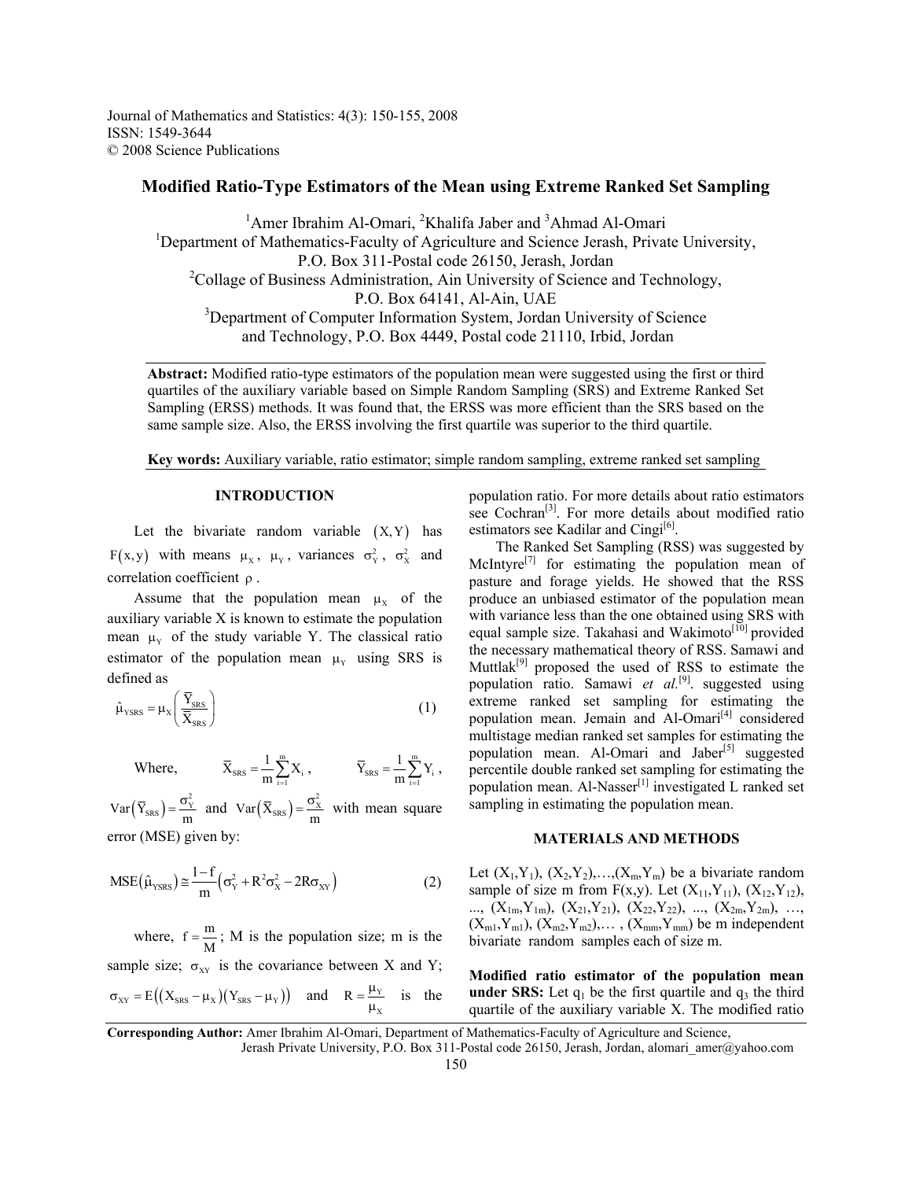Journal of Mathematics and Statistics: 4(3): 150-155, 2008
ISSN: 1549-3644
© 2008 Science Publications

# Modified Ratio-Type Estimators of the Mean using Extreme Ranked Set Sampling

[1]Amer Ibrahim Al-Omari, [2]Khalifa Jaber and [3]Ahmad Al-Omari

[1]Department of Mathematics-Faculty of Agriculture and Science Jerash, Private University, P.O. Box 311-Postal code 26150, Jerash, Jordan

[2]Collage of Business Administration, Ain University of Science and Technology, P.O. Box 64141, Al-Ain, UAE

[3]Department of Computer Information System, Jordan University of Science and Technology, P.O. Box 4449, Postal code 21110, Irbid, Jordan

**Abstract:** Modified ratio-type estimators of the population mean were suggested using the first or third quartiles of the auxiliary variable based on Simple Random Sampling (SRS) and Extreme Ranked Set Sampling (ERSS) methods. It was found that, the ERSS was more efficient than the SRS based on the same sample size. Also, the ERSS involving the first quartile was superior to the third quartile.

**Key words:** Auxiliary variable, ratio estimator; simple random sampling, extreme ranked set sampling

## INTRODUCTION

Let the bivariate random variable $(X,Y)$ has $F(x,y)$ with means $\mu_X$, $\mu_Y$, variances $\sigma_Y^2$, $\sigma_X^2$ and correlation coefficient $\rho$.

Assume that the population mean $\mu_X$ of the auxiliary variable X is known to estimate the population mean $\mu_Y$ of the study variable Y. The classical ratio estimator of the population mean $\mu_Y$ using SRS is defined as

$$\hat{\mu}_{YSRS} = \mu_X\left(\frac{\bar{Y}_{SRS}}{\bar{X}_{SRS}}\right) \tag{1}$$

Where, $\bar{X}_{SRS} = \frac{1}{m}\sum_{i=1}^{m} X_i$, $\bar{Y}_{SRS} = \frac{1}{m}\sum_{i=1}^{m} Y_i$, $\mathrm{Var}\left(\bar{Y}_{SRS}\right) = \frac{\sigma_Y^2}{m}$ and $\mathrm{Var}\left(\bar{X}_{SRS}\right) = \frac{\sigma_X^2}{m}$ with mean square error (MSE) given by:

$$\mathrm{MSE}\left(\hat{\mu}_{YSRS}\right) \cong \frac{1-f}{m}\left(\sigma_Y^2 + R^2\sigma_X^2 - 2R\sigma_{XY}\right) \tag{2}$$

where, $f = \frac{m}{M}$; M is the population size; m is the sample size; $\sigma_{XY}$ is the covariance between X and Y; $\sigma_{XY} = E\left(\left(X_{SRS} - \mu_X\right)\left(Y_{SRS} - \mu_Y\right)\right)$ and $R = \frac{\mu_Y}{\mu_X}$ is the population ratio. For more details about ratio estimators see Cochran[3]. For more details about modified ratio estimators see Kadilar and Cingi[6].

The Ranked Set Sampling (RSS) was suggested by McIntyre[7] for estimating the population mean of pasture and forage yields. He showed that the RSS produce an unbiased estimator of the population mean with variance less than the one obtained using SRS with equal sample size. Takahasi and Wakimoto[10] provided the necessary mathematical theory of RSS. Samawi and Muttlak[9] proposed the used of RSS to estimate the population ratio. Samawi *et al.*[9]. suggested using extreme ranked set sampling for estimating the population mean. Jemain and Al-Omari[4] considered multistage median ranked set samples for estimating the population mean. Al-Omari and Jaber[5] suggested percentile double ranked set sampling for estimating the population mean. Al-Nasser[1] investigated L ranked set sampling in estimating the population mean.

## MATERIALS AND METHODS

Let $(X_1,Y_1)$, $(X_2,Y_2)$,…,$(X_m,Y_m)$ be a bivariate random sample of size m from F(x,y). Let $(X_{11},Y_{11})$, $(X_{12},Y_{12})$, ..., $(X_{1m},Y_{1m})$, $(X_{21},Y_{21})$, $(X_{22},Y_{22})$, ..., $(X_{2m},Y_{2m})$, …, $(X_{m1},Y_{m1})$, $(X_{m2},Y_{m2})$,… , $(X_{mm},Y_{mm})$ be m independent bivariate random samples each of size m.

**Modified ratio estimator of the population mean under SRS:** Let $q_1$ be the first quartile and $q_3$ the third quartile of the auxiliary variable X. The modified ratio

**Corresponding Author:** Amer Ibrahim Al-Omari, Department of Mathematics-Faculty of Agriculture and Science, Jerash Private University, P.O. Box 311-Postal code 26150, Jerash, Jordan, alomari_amer@yahoo.com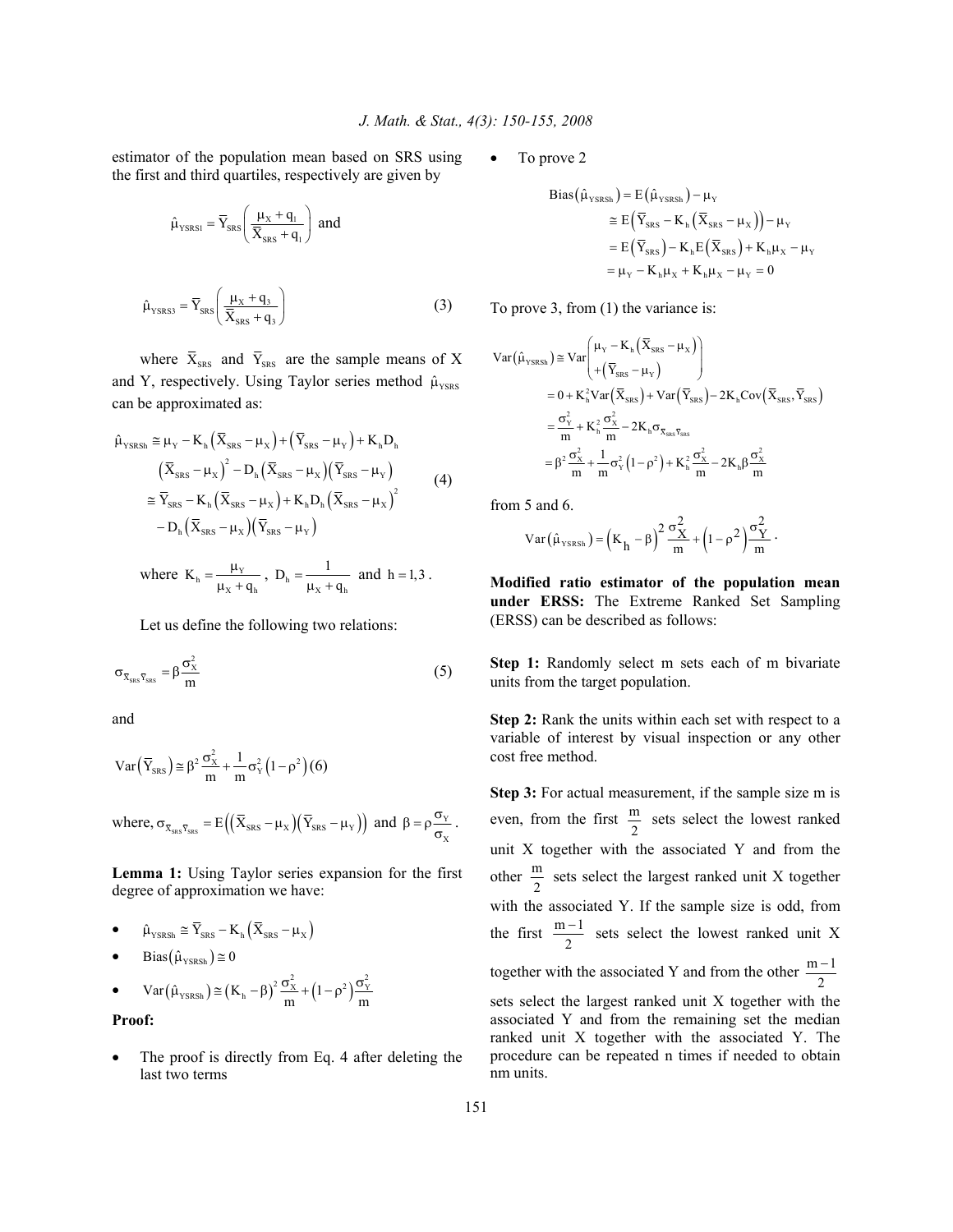estimator of the population mean based on SRS using the first and third quartiles, respectively are given by

$$\hat{\mu}_{YSRS1} = \bar{Y}_{SRS}\left(\frac{\mu_X + q_1}{\bar{X}_{SRS} + q_1}\right) \text{ and}$$

$$\hat{\mu}_{YSRS3} = \bar{Y}_{SRS}\left(\frac{\mu_X + q_3}{\bar{X}_{SRS} + q_3}\right) \tag{3}$$

where $\bar{X}_{SRS}$ and $\bar{Y}_{SRS}$ are the sample means of X and Y, respectively. Using Taylor series method $\hat{\mu}_{YSRS}$ can be approximated as:

$$\begin{aligned}
\hat{\mu}_{YSRSh} &\cong \mu_Y - K_h\left(\bar{X}_{SRS} - \mu_X\right) + \left(\bar{Y}_{SRS} - \mu_Y\right) + K_h D_h \\
&\left(\bar{X}_{SRS} - \mu_X\right)^2 - D_h\left(\bar{X}_{SRS} - \mu_X\right)\left(\bar{Y}_{SRS} - \mu_Y\right) \\
&\cong \bar{Y}_{SRS} - K_h\left(\bar{X}_{SRS} - \mu_X\right) + K_h D_h\left(\bar{X}_{SRS} - \mu_X\right)^2 \\
&- D_h\left(\bar{X}_{SRS} - \mu_X\right)\left(\bar{Y}_{SRS} - \mu_Y\right)
\end{aligned} \tag{4}$$

where $K_h = \dfrac{\mu_Y}{\mu_X + q_h}$, $D_h = \dfrac{1}{\mu_X + q_h}$ and $h = 1, 3$.

Let us define the following two relations:

$$\sigma_{\bar{X}_{SRS}\bar{Y}_{SRS}} = \beta\frac{\sigma_X^2}{m} \tag{5}$$

and

$$\text{Var}\left(\bar{Y}_{SRS}\right) \cong \beta^2\frac{\sigma_X^2}{m} + \frac{1}{m}\sigma_Y^2\left(1 - \rho^2\right) \tag{6}$$

where, $\sigma_{\bar{X}_{SRS}\bar{Y}_{SRS}} = E\left(\left(\bar{X}_{SRS} - \mu_X\right)\left(\bar{Y}_{SRS} - \mu_Y\right)\right)$ and $\beta = \rho\dfrac{\sigma_Y}{\sigma_X}$.

**Lemma 1:** Using Taylor series expansion for the first degree of approximation we have:

- $\hat{\mu}_{YSRSh} \cong \bar{Y}_{SRS} - K_h\left(\bar{X}_{SRS} - \mu_X\right)$
- $\text{Bias}\left(\hat{\mu}_{YSRSh}\right) \cong 0$
- $\text{Var}\left(\hat{\mu}_{YSRSh}\right) \cong \left(K_h - \beta\right)^2\dfrac{\sigma_X^2}{m} + \left(1 - \rho^2\right)\dfrac{\sigma_Y^2}{m}$

**Proof:**

- The proof is directly from Eq. 4 after deleting the last two terms
- To prove 2

$$\begin{aligned}
\text{Bias}\left(\hat{\mu}_{YSRSh}\right) &= E\left(\hat{\mu}_{YSRSh}\right) - \mu_Y \\
&\cong E\left(\bar{Y}_{SRS} - K_h\left(\bar{X}_{SRS} - \mu_X\right)\right) - \mu_Y \\
&= E\left(\bar{Y}_{SRS}\right) - K_h E\left(\bar{X}_{SRS}\right) + K_h\mu_X - \mu_Y \\
&= \mu_Y - K_h\mu_X + K_h\mu_X - \mu_Y = 0
\end{aligned}$$

To prove 3, from (1) the variance is:

$$\begin{aligned}
\text{Var}\left(\hat{\mu}_{YSRSh}\right) &\cong \text{Var}\begin{pmatrix}\mu_Y - K_h\left(\bar{X}_{SRS} - \mu_X\right) \\ + \left(\bar{Y}_{SRS} - \mu_Y\right)\end{pmatrix} \\
&= 0 + K_h^2\text{Var}\left(\bar{X}_{SRS}\right) + \text{Var}\left(\bar{Y}_{SRS}\right) - 2K_h\text{Cov}\left(\bar{X}_{SRS}, \bar{Y}_{SRS}\right) \\
&= \frac{\sigma_Y^2}{m} + K_h^2\frac{\sigma_X^2}{m} - 2K_h\sigma_{\bar{X}_{SRS}\bar{Y}_{SRS}} \\
&= \beta^2\frac{\sigma_X^2}{m} + \frac{1}{m}\sigma_Y^2\left(1 - \rho^2\right) + K_h^2\frac{\sigma_X^2}{m} - 2K_h\beta\frac{\sigma_X^2}{m}
\end{aligned}$$

from 5 and 6.

$$\text{Var}\left(\hat{\mu}_{YSRSh}\right) = \left(K_h - \beta\right)^2\frac{\sigma_X^2}{m} + \left(1 - \rho^2\right)\frac{\sigma_Y^2}{m}.$$

**Modified ratio estimator of the population mean under ERSS:** The Extreme Ranked Set Sampling (ERSS) can be described as follows:

**Step 1:** Randomly select m sets each of m bivariate units from the target population.

**Step 2:** Rank the units within each set with respect to a variable of interest by visual inspection or any other cost free method.

**Step 3:** For actual measurement, if the sample size m is even, from the first $\frac{m}{2}$ sets select the lowest ranked unit X together with the associated Y and from the other $\frac{m}{2}$ sets select the largest ranked unit X together with the associated Y. If the sample size is odd, from the first $\frac{m-1}{2}$ sets select the lowest ranked unit X together with the associated Y and from the other $\frac{m-1}{2}$ sets select the largest ranked unit X together with the associated Y and from the remaining set the median ranked unit X together with the associated Y. The procedure can be repeated n times if needed to obtain nm units.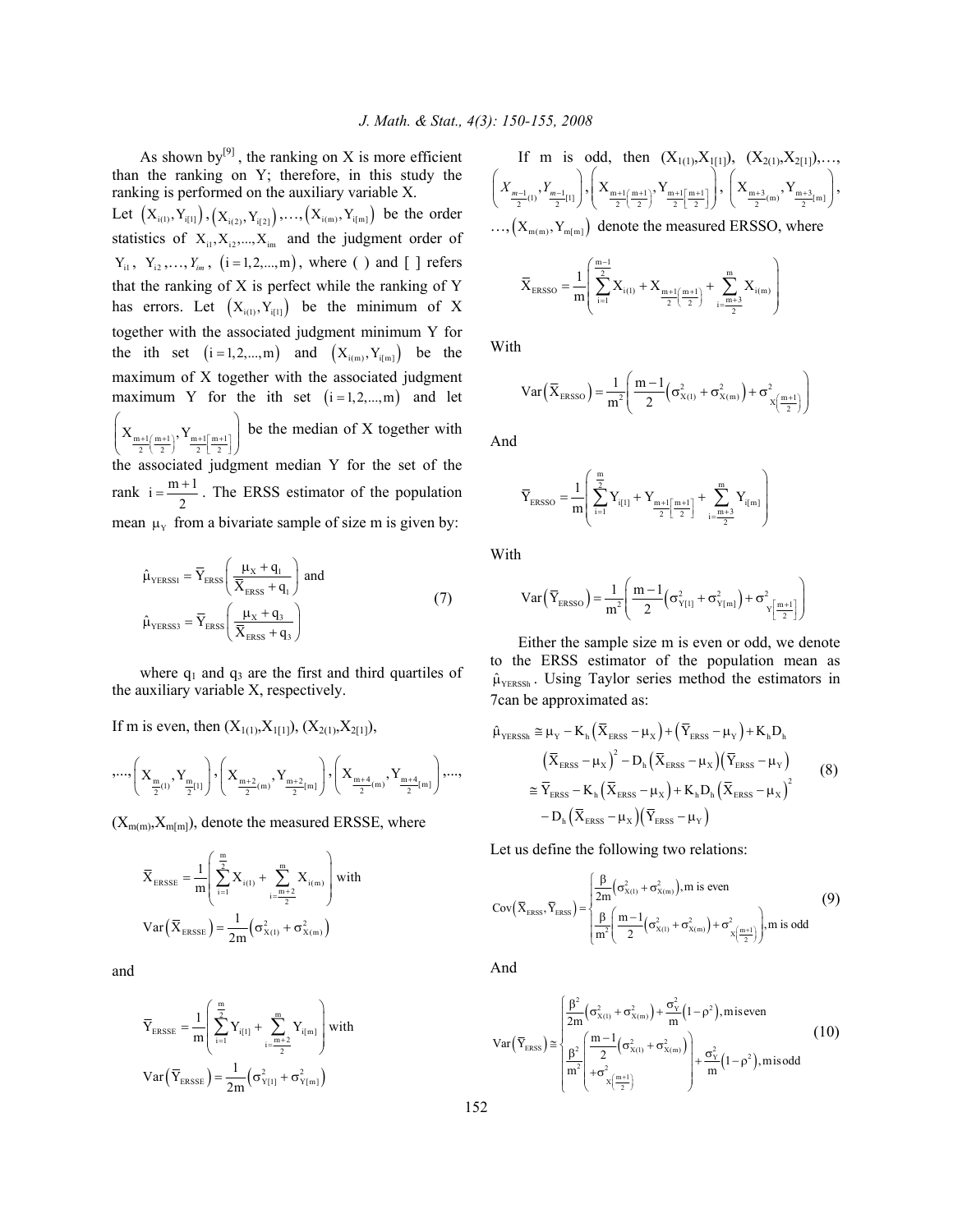As shown by[9], the ranking on X is more efficient than the ranking on Y; therefore, in this study the ranking is performed on the auxiliary variable X.

Let $\left(X_{i(1)}, Y_{i[1]}\right), \left(X_{i(2)}, Y_{i[2]}\right), \ldots, \left(X_{i(m)}, Y_{i[m]}\right)$ be the order statistics of $X_{i1}, X_{i2}, \ldots, X_{im}$ and the judgment order of $Y_{i1}, Y_{i2}, \ldots, Y_{im}$, $(i = 1, 2, \ldots, m)$, where ( ) and [ ] refers that the ranking of X is perfect while the ranking of Y has errors. Let $\left(X_{i(1)}, Y_{i[1]}\right)$ be the minimum of X together with the associated judgment minimum Y for the ith set $(i = 1, 2, \ldots, m)$ and $\left(X_{i(m)}, Y_{i[m]}\right)$ be the maximum of X together with the associated judgment maximum Y for the ith set $(i = 1, 2, \ldots, m)$ and let $\left(X_{\frac{m+1}{2}\left(\frac{m+1}{2}\right)}, Y_{\frac{m+1}{2}\left[\frac{m+1}{2}\right]}\right)$ be the median of X together with the associated judgment median Y for the set of the rank $i = \frac{m+1}{2}$. The ERSS estimator of the population mean $\mu_Y$ from a bivariate sample of size m is given by:

$$
\hat{\mu}_{YERSS1} = \overline{Y}_{ERSS}\left(\frac{\mu_X + q_1}{\overline{X}_{ERSS} + q_1}\right) \text{ and }
$$
$$
\hat{\mu}_{YERSS3} = \overline{Y}_{ERSS}\left(\frac{\mu_X + q_3}{\overline{X}_{ERSS} + q_3}\right) \tag{7}
$$

where $q_1$ and $q_3$ are the first and third quartiles of the auxiliary variable X, respectively.

If m is even, then $(X_{1(1)}, X_{1[1]})$, $(X_{2(1)}, X_{2[1]})$,

$$
\ldots, \left(X_{\frac{m}{2}(1)}, Y_{\frac{m}{2}[1]}\right), \left(X_{\frac{m+2}{2}(m)}, Y_{\frac{m+2}{2}[m]}\right), \left(X_{\frac{m+4}{2}(m)}, Y_{\frac{m+4}{2}[m]}\right), \ldots,
$$

$(X_{m(m)}, X_{m[m]})$, denote the measured ERSSE, where

$$
\overline{X}_{ERSSE} = \frac{1}{m}\left(\sum_{i=1}^{\frac{m}{2}} X_{i(1)} + \sum_{i=\frac{m+2}{2}}^{m} X_{i(m)}\right) \text{ with}
$$
$$
\operatorname{Var}\left(\overline{X}_{ERSSE}\right) = \frac{1}{2m}\left(\sigma^2_{X(1)} + \sigma^2_{X(m)}\right)
$$

and

$$
\overline{Y}_{ERSSE} = \frac{1}{m}\left(\sum_{i=1}^{\frac{m}{2}} Y_{i[1]} + \sum_{i=\frac{m+2}{2}}^{m} Y_{i[m]}\right) \text{ with}
$$
$$
\operatorname{Var}\left(\overline{Y}_{ERSSE}\right) = \frac{1}{2m}\left(\sigma^2_{Y[1]} + \sigma^2_{Y[m]}\right)
$$

If m is odd, then $(X_{1(1)}, X_{1[1]})$, $(X_{2(1)}, X_{2[1]})$, …, $\left(X_{\frac{m-1}{2}(1)}, Y_{\frac{m-1}{2}[1]}\right)$, $\left(X_{\frac{m+1}{2}\left(\frac{m+1}{2}\right)}, Y_{\frac{m+1}{2}\left[\frac{m+1}{2}\right]}\right)$, $\left(X_{\frac{m+3}{2}(m)}, Y_{\frac{m+3}{2}[m]}\right)$, …, $\left(X_{m(m)}, Y_{m[m]}\right)$ denote the measured ERSSO, where

$$
\overline{X}_{ERSSO} = \frac{1}{m}\left(\sum_{i=1}^{\frac{m-1}{2}} X_{i(1)} + X_{\frac{m+1}{2}\left(\frac{m+1}{2}\right)} + \sum_{i=\frac{m+3}{2}}^{m} X_{i(m)}\right)
$$

With

$$
\operatorname{Var}\left(\overline{X}_{ERSSO}\right) = \frac{1}{m^2}\left(\frac{m-1}{2}\left(\sigma^2_{X(1)} + \sigma^2_{X(m)}\right) + \sigma^2_{X\left(\frac{m+1}{2}\right)}\right)
$$

And

$$
\overline{Y}_{ERSSO} = \frac{1}{m}\left(\sum_{i=1}^{\frac{m}{2}} Y_{i[1]} + Y_{\frac{m+1}{2}\left[\frac{m+1}{2}\right]} + \sum_{i=\frac{m+3}{2}}^{m} Y_{i[m]}\right)
$$

With

$$
\operatorname{Var}\left(\overline{Y}_{ERSSO}\right) = \frac{1}{m^2}\left(\frac{m-1}{2}\left(\sigma^2_{Y[1]} + \sigma^2_{Y[m]}\right) + \sigma^2_{Y\left[\frac{m+1}{2}\right]}\right)
$$

Either the sample size m is even or odd, we denote to the ERSS estimator of the population mean as $\hat{\mu}_{YERSSh}$. Using Taylor series method the estimators in 7can be approximated as:

$$
\begin{aligned}
\hat{\mu}_{YERSSh} &\cong \mu_Y - K_h\left(\overline{X}_{ERSS} - \mu_X\right) + \left(\overline{Y}_{ERSS} - \mu_Y\right) + K_h D_h \\
&\quad \left(\overline{X}_{ERSS} - \mu_X\right)^2 - D_h\left(\overline{X}_{ERSS} - \mu_X\right)\left(\overline{Y}_{ERSS} - \mu_Y\right) \\
&\cong \overline{Y}_{ERSS} - K_h\left(\overline{X}_{ERSS} - \mu_X\right) + K_h D_h\left(\overline{X}_{ERSS} - \mu_X\right)^2 \\
&\quad - D_h\left(\overline{X}_{ERSS} - \mu_X\right)\left(\overline{Y}_{ERSS} - \mu_Y\right)
\end{aligned} \tag{8}
$$

Let us define the following two relations:

$$
\operatorname{Cov}\left(\overline{X}_{ERSS}, \overline{Y}_{ERSS}\right) = \begin{cases} \dfrac{\beta}{2m}\left(\sigma^2_{X(1)} + \sigma^2_{X(m)}\right), \text{m is even} \\[2ex] \dfrac{\beta}{m^2}\left(\dfrac{m-1}{2}\left(\sigma^2_{X(1)} + \sigma^2_{X(m)}\right) + \sigma^2_{X\left(\frac{m+1}{2}\right)}\right), \text{m is odd} \end{cases} \tag{9}
$$

And

$$
\operatorname{Var}\left(\overline{Y}_{ERSS}\right) \cong \begin{cases} \dfrac{\beta^2}{2m}\left(\sigma^2_{X(1)} + \sigma^2_{X(m)}\right) + \dfrac{\sigma^2_Y}{m}\left(1 - \rho^2\right), \text{m is even} \\[2ex] \dfrac{\beta^2}{m^2}\left(\dfrac{m-1}{2}\left(\sigma^2_{X(1)} + \sigma^2_{X(m)}\right) + \sigma^2_{X\left(\frac{m+1}{2}\right)}\right) + \dfrac{\sigma^2_Y}{m}\left(1 - \rho^2\right), \text{m is odd} \end{cases} \tag{10}
$$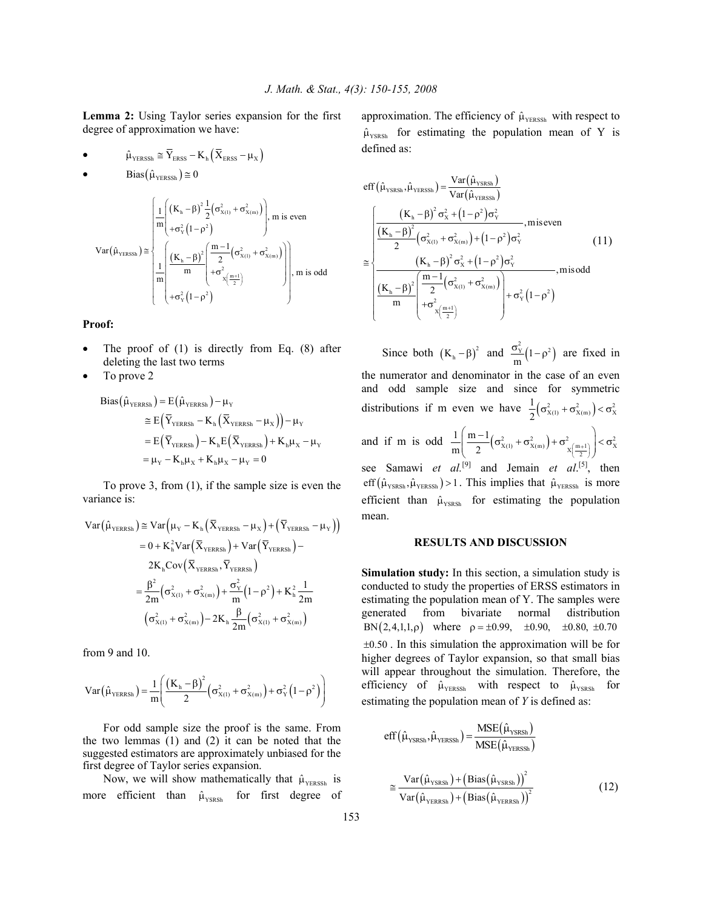**Lemma 2:** Using Taylor series expansion for the first degree of approximation we have:

- $\hat{\mu}_{YERSSh} \cong \bar{Y}_{ERSS} - K_h\left(\bar{X}_{ERSS} - \mu_X\right)$
- $\text{Bias}\left(\hat{\mu}_{YERSSh}\right) \cong 0$

$$\text{Var}\left(\hat{\mu}_{YERSSh}\right) \cong \begin{cases} \dfrac{1}{m}\left(\begin{array}{l}\left(K_h-\beta\right)^2\dfrac{1}{2}\left(\sigma^2_{X(1)}+\sigma^2_{X(m)}\right)\\ +\sigma^2_Y\left(1-\rho^2\right)\end{array}\right), \text{ m is even} \\ \dfrac{1}{m}\left(\begin{array}{l}\dfrac{\left(K_h-\beta\right)^2}{m}\left(\begin{array}{l}\dfrac{m-1}{2}\left(\sigma^2_{X(1)}+\sigma^2_{X(m)}\right)\\ +\sigma^2_{X\left(\frac{m+1}{2}\right)}\end{array}\right)\\ +\sigma^2_Y\left(1-\rho^2\right)\end{array}\right), \text{ m is odd}\end{cases}$$

**Proof:**

- The proof of (1) is directly from Eq. (8) after deleting the last two terms
- To prove 2

$$\begin{aligned}\text{Bias}\left(\hat{\mu}_{YERRSh}\right) &= E\left(\hat{\mu}_{YERRSh}\right) - \mu_Y \\ &\cong E\left(\bar{Y}_{YERRSh} - K_h\left(\bar{X}_{YERRSh} - \mu_X\right)\right) - \mu_Y \\ &= E\left(\bar{Y}_{YERRSh}\right) - K_h E\left(\bar{X}_{YERRSh}\right) + K_h\mu_X - \mu_Y \\ &= \mu_Y - K_h\mu_X + K_h\mu_X - \mu_Y = 0\end{aligned}$$

To prove 3, from (1), if the sample size is even the variance is:

$$\begin{aligned}\text{Var}\left(\hat{\mu}_{YERRSh}\right) &\cong \text{Var}\left(\mu_Y - K_h\left(\bar{X}_{YERRSh} - \mu_X\right) + \left(\bar{Y}_{YERRSh} - \mu_Y\right)\right) \\ &= 0 + K_h^2\text{Var}\left(\bar{X}_{YERRSh}\right) + \text{Var}\left(\bar{Y}_{YERRSh}\right) - \\ &\quad 2K_h\text{Cov}\left(\bar{X}_{YERRSh}, \bar{Y}_{YERRSh}\right) \\ &= \frac{\beta^2}{2m}\left(\sigma^2_{X(1)}+\sigma^2_{X(m)}\right) + \frac{\sigma^2_Y}{m}\left(1-\rho^2\right) + K_h^2\frac{1}{2m} \\ &\quad \left(\sigma^2_{X(1)}+\sigma^2_{X(m)}\right) - 2K_h\frac{\beta}{2m}\left(\sigma^2_{X(1)}+\sigma^2_{X(m)}\right)\end{aligned}$$

from 9 and 10.

$$\text{Var}\left(\hat{\mu}_{YERRSh}\right) = \frac{1}{m}\left(\frac{\left(K_h-\beta\right)^2}{2}\left(\sigma^2_{X(1)}+\sigma^2_{X(m)}\right) + \sigma^2_Y\left(1-\rho^2\right)\right)$$

For odd sample size the proof is the same. From the two lemmas (1) and (2) it can be noted that the suggested estimators are approximately unbiased for the first degree of Taylor series expansion.

Now, we will show mathematically that $\hat{\mu}_{YERSSh}$ is more efficient than $\hat{\mu}_{YSRSh}$ for first degree of approximation. The efficiency of $\hat{\mu}_{YERSSh}$ with respect to $\hat{\mu}_{YSRSh}$ for estimating the population mean of Y is defined as:

$$\text{eff}\left(\hat{\mu}_{YSRSh}, \hat{\mu}_{YERSSh}\right) = \frac{\text{Var}\left(\hat{\mu}_{YSRSh}\right)}{\text{Var}\left(\hat{\mu}_{YERSSh}\right)}$$

$$\cong \begin{cases} \dfrac{\left(K_h-\beta\right)^2\sigma^2_X + \left(1-\rho^2\right)\sigma^2_Y}{\dfrac{\left(K_h-\beta\right)^2}{2}\left(\sigma^2_{X(1)}+\sigma^2_{X(m)}\right) + \left(1-\rho^2\right)\sigma^2_Y}, \text{m is even} \\ \dfrac{\left(K_h-\beta\right)^2\sigma^2_X + \left(1-\rho^2\right)\sigma^2_Y}{\dfrac{\left(K_h-\beta\right)^2}{m}\left(\begin{array}{l}\dfrac{m-1}{2}\left(\sigma^2_{X(1)}+\sigma^2_{X(m)}\right)\\ +\sigma^2_{X\left(\frac{m+1}{2}\right)}\end{array}\right) + \sigma^2_Y\left(1-\rho^2\right)}, \text{m is odd}\end{cases} \tag{11}$$

Since both $\left(K_h-\beta\right)^2$ and $\frac{\sigma^2_Y}{m}\left(1-\rho^2\right)$ are fixed in the numerator and denominator in the case of an even and odd sample size and since for symmetric distributions if m even we have $\frac{1}{2}\left(\sigma^2_{X(1)}+\sigma^2_{X(m)}\right) < \sigma^2_X$ and if m is odd $\frac{1}{m}\left(\frac{m-1}{2}\left(\sigma^2_{X(1)}+\sigma^2_{X(m)}\right)+\sigma^2_{X\left(\frac{m+1}{2}\right)}\right) < \sigma^2_X$ see Samawi *et al.*[9] and Jemain *et al.*[5], then $\text{eff}\left(\hat{\mu}_{YSRSh}, \hat{\mu}_{YERSSh}\right) > 1$. This implies that $\hat{\mu}_{YERSSh}$ is more efficient than $\hat{\mu}_{YSRSh}$ for estimating the population mean.

## RESULTS AND DISCUSSION

**Simulation study:** In this section, a simulation study is conducted to study the properties of ERSS estimators in estimating the population mean of Y. The samples were generated from bivariate normal distribution $BN(2,4,1,1,\rho)$ where $\rho = \pm 0.99, \pm 0.90, \pm 0.80, \pm 0.70$ $\pm 0.50$. In this simulation the approximation will be for higher degrees of Taylor expansion, so that small bias will appear throughout the simulation. Therefore, the efficiency of $\hat{\mu}_{YERSSh}$ with respect to $\hat{\mu}_{YSRSh}$ for estimating the population mean of *Y* is defined as:

$$\text{eff}\left(\hat{\mu}_{YSRSh}, \hat{\mu}_{YERSSh}\right) = \frac{\text{MSE}\left(\hat{\mu}_{YSRSh}\right)}{\text{MSE}\left(\hat{\mu}_{YERSSh}\right)}$$

$$\cong \frac{\text{Var}\left(\hat{\mu}_{YSRSh}\right) + \left(\text{Bias}\left(\hat{\mu}_{YSRSh}\right)\right)^2}{\text{Var}\left(\hat{\mu}_{YERRSh}\right) + \left(\text{Bias}\left(\hat{\mu}_{YERRSh}\right)\right)^2} \tag{12}$$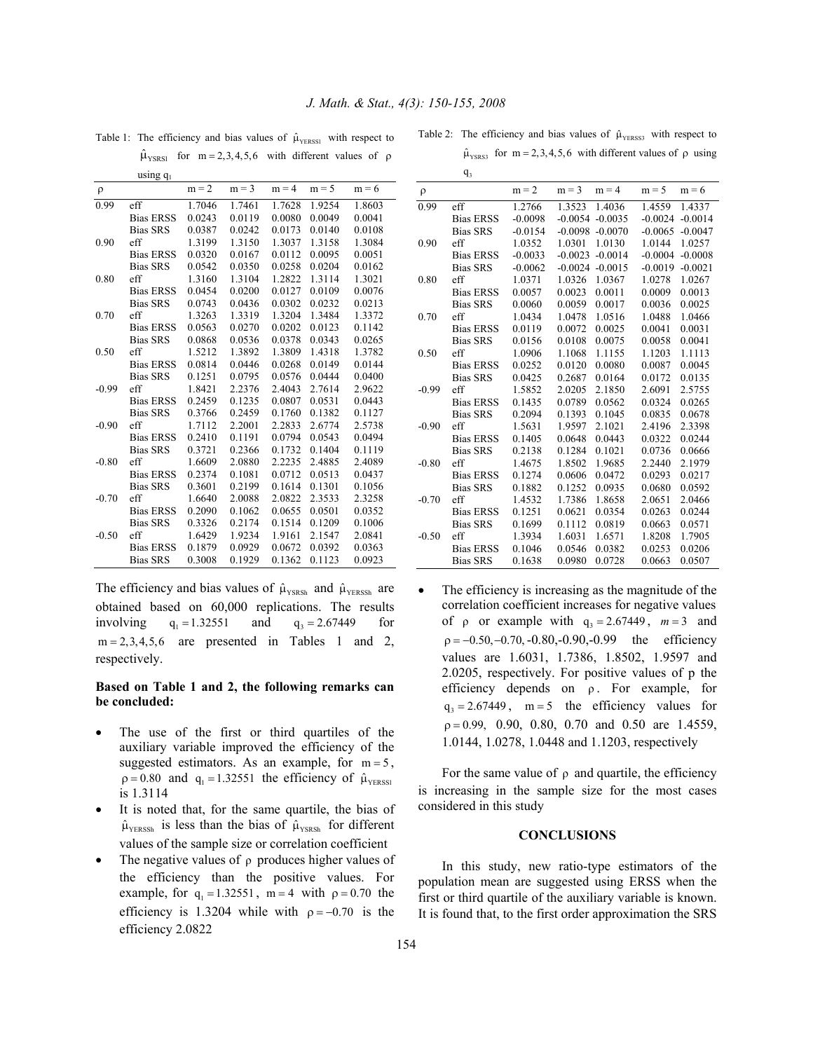Table 1: The efficiency and bias values of $\hat{\mu}_{YERSS1}$ with respect to $\hat{\mu}_{YSRS1}$ for $m = 2,3,4,5,6$ with different values of $\rho$ using $q_1$

| $\rho$ | | m = 2 | m = 3 | m = 4 | m = 5 | m = 6 |
|---|---|---|---|---|---|---|
| 0.99 | eff | 1.7046 | 1.7461 | 1.7628 | 1.9254 | 1.8603 |
| | Bias ERSS | 0.0243 | 0.0119 | 0.0080 | 0.0049 | 0.0041 |
| | Bias SRS | 0.0387 | 0.0242 | 0.0173 | 0.0140 | 0.0108 |
| 0.90 | eff | 1.3199 | 1.3150 | 1.3037 | 1.3158 | 1.3084 |
| | Bias ERSS | 0.0320 | 0.0167 | 0.0112 | 0.0095 | 0.0051 |
| | Bias SRS | 0.0542 | 0.0350 | 0.0258 | 0.0204 | 0.0162 |
| 0.80 | eff | 1.3160 | 1.3104 | 1.2822 | 1.3114 | 1.3021 |
| | Bias ERSS | 0.0454 | 0.0200 | 0.0127 | 0.0109 | 0.0076 |
| | Bias SRS | 0.0743 | 0.0436 | 0.0302 | 0.0232 | 0.0213 |
| 0.70 | eff | 1.3263 | 1.3319 | 1.3204 | 1.3484 | 1.3372 |
| | Bias ERSS | 0.0563 | 0.0270 | 0.0202 | 0.0123 | 0.1142 |
| | Bias SRS | 0.0868 | 0.0536 | 0.0378 | 0.0343 | 0.0265 |
| 0.50 | eff | 1.5212 | 1.3892 | 1.3809 | 1.4318 | 1.3782 |
| | Bias ERSS | 0.0814 | 0.0446 | 0.0268 | 0.0149 | 0.0144 |
| | Bias SRS | 0.1251 | 0.0795 | 0.0576 | 0.0444 | 0.0400 |
| -0.99 | eff | 1.8421 | 2.2376 | 2.4043 | 2.7614 | 2.9622 |
| | Bias ERSS | 0.2459 | 0.1235 | 0.0807 | 0.0531 | 0.0443 |
| | Bias SRS | 0.3766 | 0.2459 | 0.1760 | 0.1382 | 0.1127 |
| -0.90 | eff | 1.7112 | 2.2001 | 2.2833 | 2.6774 | 2.5738 |
| | Bias ERSS | 0.2410 | 0.1191 | 0.0794 | 0.0543 | 0.0494 |
| | Bias SRS | 0.3721 | 0.2366 | 0.1732 | 0.1404 | 0.1119 |
| -0.80 | eff | 1.6609 | 2.0880 | 2.2235 | 2.4885 | 2.4089 |
| | Bias ERSS | 0.2374 | 0.1081 | 0.0712 | 0.0513 | 0.0437 |
| | Bias SRS | 0.3601 | 0.2199 | 0.1614 | 0.1301 | 0.1056 |
| -0.70 | eff | 1.6640 | 2.0088 | 2.0822 | 2.3533 | 2.3258 |
| | Bias ERSS | 0.2090 | 0.1062 | 0.0655 | 0.0501 | 0.0352 |
| | Bias SRS | 0.3326 | 0.2174 | 0.1514 | 0.1209 | 0.1006 |
| -0.50 | eff | 1.6429 | 1.9234 | 1.9161 | 2.1547 | 2.0841 |
| | Bias ERSS | 0.1879 | 0.0929 | 0.0672 | 0.0392 | 0.0363 |
| | Bias SRS | 0.3008 | 0.1929 | 0.1362 | 0.1123 | 0.0923 |

The efficiency and bias values of $\hat{\mu}_{YSRSh}$ and $\hat{\mu}_{YERSSh}$ are obtained based on 60,000 replications. The results involving $q_1 = 1.32551$ and $q_3 = 2.67449$ for $m = 2,3,4,5,6$ are presented in Tables 1 and 2, respectively.

**Based on Table 1 and 2, the following remarks can be concluded:**

- The use of the first or third quartiles of the auxiliary variable improved the efficiency of the suggested estimators. As an example, for $m = 5$, $\rho = 0.80$ and $q_1 = 1.32551$ the efficiency of $\hat{\mu}_{YERSS1}$ is 1.3114
- It is noted that, for the same quartile, the bias of $\hat{\mu}_{YERSSh}$ is less than the bias of $\hat{\mu}_{YSRSh}$ for different values of the sample size or correlation coefficient
- The negative values of $\rho$ produces higher values of the efficiency than the positive values. For example, for $q_1 = 1.32551$, $m = 4$ with $\rho = 0.70$ the efficiency is 1.3204 while with $\rho = -0.70$ is the efficiency 2.0822

Table 2: The efficiency and bias values of $\hat{\mu}_{YERSS3}$ with respect to $\hat{\mu}_{YSRS3}$ for $m = 2,3,4,5,6$ with different values of $\rho$ using $q_3$

| $\rho$ | | m = 2 | m = 3 | m = 4 | m = 5 | m = 6 |
|---|---|---|---|---|---|---|
| 0.99 | eff | 1.2766 | 1.3523 | 1.4036 | 1.4559 | 1.4337 |
| | Bias ERSS | -0.0098 | -0.0054 | -0.0035 | -0.0024 | -0.0014 |
| | Bias SRS | -0.0154 | -0.0098 | -0.0070 | -0.0065 | -0.0047 |
| 0.90 | eff | 1.0352 | 1.0301 | 1.0130 | 1.0144 | 1.0257 |
| | Bias ERSS | -0.0033 | -0.0023 | -0.0014 | -0.0004 | -0.0008 |
| | Bias SRS | -0.0062 | -0.0024 | -0.0015 | -0.0019 | -0.0021 |
| 0.80 | eff | 1.0371 | 1.0326 | 1.0367 | 1.0278 | 1.0267 |
| | Bias ERSS | 0.0057 | 0.0023 | 0.0011 | 0.0009 | 0.0013 |
| | Bias SRS | 0.0060 | 0.0059 | 0.0017 | 0.0036 | 0.0025 |
| 0.70 | eff | 1.0434 | 1.0478 | 1.0516 | 1.0488 | 1.0466 |
| | Bias ERSS | 0.0119 | 0.0072 | 0.0025 | 0.0041 | 0.0031 |
| | Bias SRS | 0.0156 | 0.0108 | 0.0075 | 0.0058 | 0.0041 |
| 0.50 | eff | 1.0906 | 1.1068 | 1.1155 | 1.1203 | 1.1113 |
| | Bias ERSS | 0.0252 | 0.0120 | 0.0080 | 0.0087 | 0.0045 |
| | Bias SRS | 0.0425 | 0.2687 | 0.0164 | 0.0172 | 0.0135 |
| -0.99 | eff | 1.5852 | 2.0205 | 2.1850 | 2.6091 | 2.5755 |
| | Bias ERSS | 0.1435 | 0.0789 | 0.0562 | 0.0324 | 0.0265 |
| | Bias SRS | 0.2094 | 0.1393 | 0.1045 | 0.0835 | 0.0678 |
| -0.90 | eff | 1.5631 | 1.9597 | 2.1021 | 2.4196 | 2.3398 |
| | Bias ERSS | 0.1405 | 0.0648 | 0.0443 | 0.0322 | 0.0244 |
| | Bias SRS | 0.2138 | 0.1284 | 0.1021 | 0.0736 | 0.0666 |
| -0.80 | eff | 1.4675 | 1.8502 | 1.9685 | 2.2440 | 2.1979 |
| | Bias ERSS | 0.1274 | 0.0606 | 0.0472 | 0.0293 | 0.0217 |
| | Bias SRS | 0.1882 | 0.1252 | 0.0935 | 0.0680 | 0.0592 |
| -0.70 | eff | 1.4532 | 1.7386 | 1.8658 | 2.0651 | 2.0466 |
| | Bias ERSS | 0.1251 | 0.0621 | 0.0354 | 0.0263 | 0.0244 |
| | Bias SRS | 0.1699 | 0.1112 | 0.0819 | 0.0663 | 0.0571 |
| -0.50 | eff | 1.3934 | 1.6031 | 1.6571 | 1.8208 | 1.7905 |
| | Bias ERSS | 0.1046 | 0.0546 | 0.0382 | 0.0253 | 0.0206 |
| | Bias SRS | 0.1638 | 0.0980 | 0.0728 | 0.0663 | 0.0507 |

- The efficiency is increasing as the magnitude of the correlation coefficient increases for negative values of $\rho$ or example with $q_3 = 2.67449$, $m = 3$ and $\rho = -0.50, -0.70, -0.80, -0.90, -0.99$ the efficiency values are 1.6031, 1.7386, 1.8502, 1.9597 and 2.0205, respectively. For positive values of p the efficiency depends on $\rho$. For example, for $q_3 = 2.67449$, $m = 5$ the efficiency values for $\rho = 0.99$, 0.90, 0.80, 0.70 and 0.50 are 1.4559, 1.0144, 1.0278, 1.0448 and 1.1203, respectively

For the same value of $\rho$ and quartile, the efficiency is increasing in the sample size for the most cases considered in this study

## CONCLUSIONS

In this study, new ratio-type estimators of the population mean are suggested using ERSS when the first or third quartile of the auxiliary variable is known. It is found that, to the first order approximation the SRS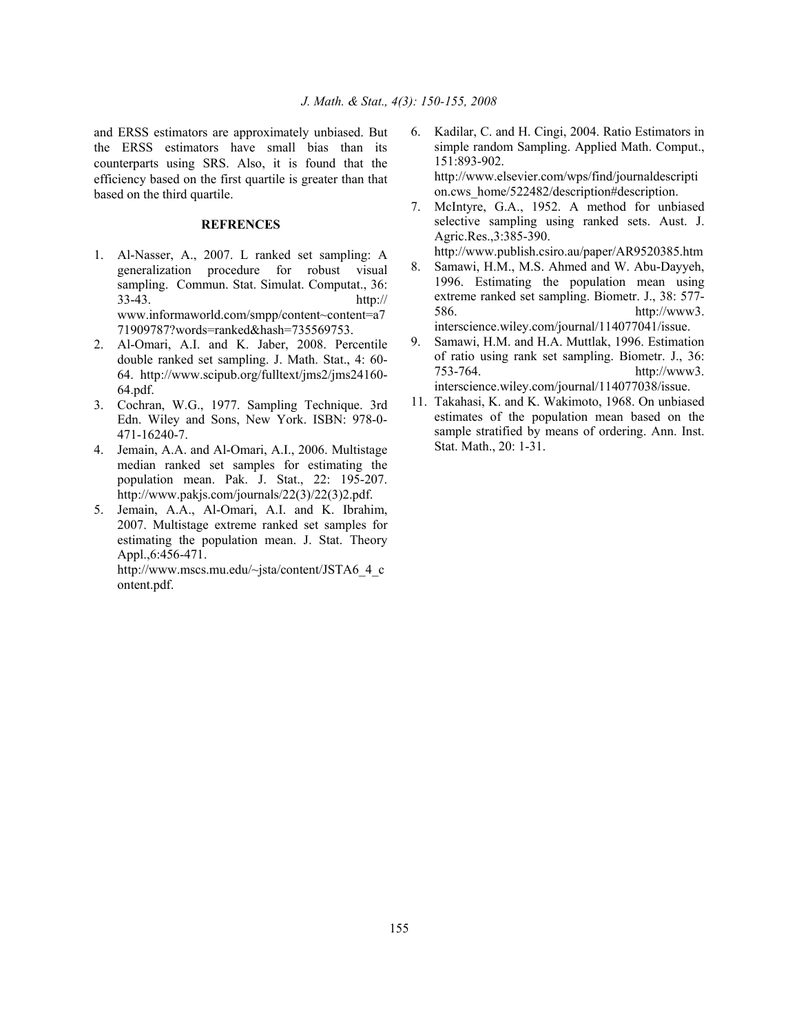and ERSS estimators are approximately unbiased. But the ERSS estimators have small bias than its counterparts using SRS. Also, it is found that the efficiency based on the first quartile is greater than that based on the third quartile.

## REFRENCES

1. Al-Nasser, A., 2007. L ranked set sampling: A generalization procedure for robust visual sampling. Commun. Stat. Simulat. Computat., 36: 33-43. http://www.informaworld.com/smpp/content~content=a771909787?words=ranked&hash=735569753.
2. Al-Omari, A.I. and K. Jaber, 2008. Percentile double ranked set sampling. J. Math. Stat., 4: 60-64. http://www.scipub.org/fulltext/jms2/jms24160-64.pdf.
3. Cochran, W.G., 1977. Sampling Technique. 3rd Edn. Wiley and Sons, New York. ISBN: 978-0-471-16240-7.
4. Jemain, A.A. and Al-Omari, A.I., 2006. Multistage median ranked set samples for estimating the population mean. Pak. J. Stat., 22: 195-207. http://www.pakjs.com/journals/22(3)/22(3)2.pdf.
5. Jemain, A.A., Al-Omari, A.I. and K. Ibrahim, 2007. Multistage extreme ranked set samples for estimating the population mean. J. Stat. Theory Appl.,6:456-471. http://www.mscs.mu.edu/~jsta/content/JSTA6_4_content.pdf.
6. Kadilar, C. and H. Cingi, 2004. Ratio Estimators in simple random Sampling. Applied Math. Comput., 151:893-902. http://www.elsevier.com/wps/find/journaldescription.cws_home/522482/description#description.
7. McIntyre, G.A., 1952. A method for unbiased selective sampling using ranked sets. Aust. J. Agric.Res.,3:385-390. http://www.publish.csiro.au/paper/AR9520385.htm
8. Samawi, H.M., M.S. Ahmed and W. Abu-Dayyeh, 1996. Estimating the population mean using extreme ranked set sampling. Biometr. J., 38: 577-586. http://www3.interscience.wiley.com/journal/114077041/issue.
9. Samawi, H.M. and H.A. Muttlak, 1996. Estimation of ratio using rank set sampling. Biometr. J., 36: 753-764. http://www3.interscience.wiley.com/journal/114077038/issue.
11. Takahasi, K. and K. Wakimoto, 1968. On unbiased estimates of the population mean based on the sample stratified by means of ordering. Ann. Inst. Stat. Math., 20: 1-31.